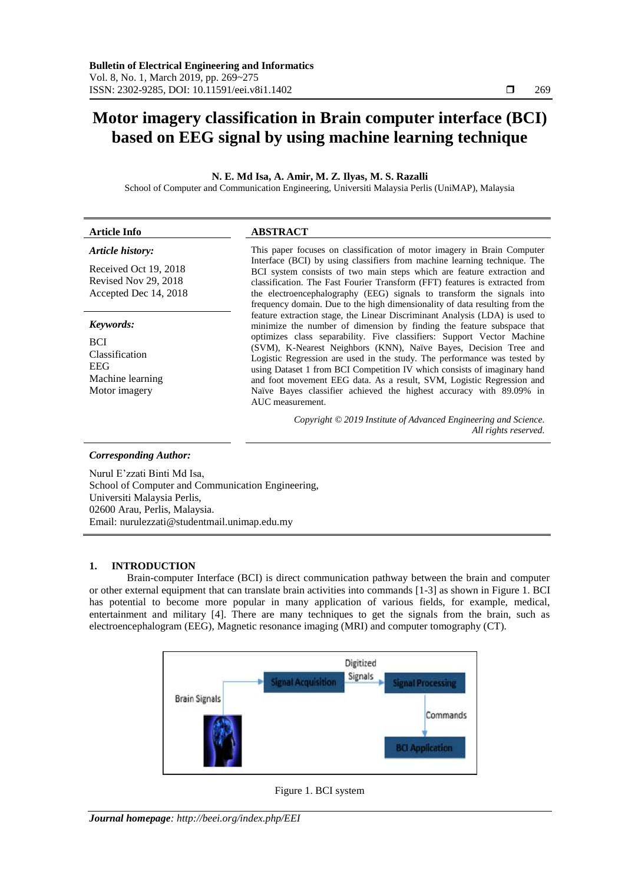# Motor imagery classification in Brain computer interface (BCI) based on EEG signal by using machine learning technique

**N. E. Md Isa, A. Amir, M. Z. Ilyas, M. S. Razalli**

School of Computer and Communication Engineering, Universiti Malaysia Perlis (UniMAP), Malaysia

| **Article Info** | **ABSTRACT** |
|---|---|
| ***Article history:*** <br> Received Oct 19, 2018 <br> Revised Nov 29, 2018 <br> Accepted Dec 14, 2018 <br><br> ***Keywords:*** <br> BCI <br> Classification <br> EEG <br> Machine learning <br> Motor imagery | This paper focuses on classification of motor imagery in Brain Computer Interface (BCI) by using classifiers from machine learning technique. The BCI system consists of two main steps which are feature extraction and classification. The Fast Fourier Transform (FFT) features is extracted from the electroencephalography (EEG) signals to transform the signals into frequency domain. Due to the high dimensionality of data resulting from the feature extraction stage, the Linear Discriminant Analysis (LDA) is used to minimize the number of dimension by finding the feature subspace that optimizes class separability. Five classifiers: Support Vector Machine (SVM), K-Nearest Neighbors (KNN), Naïve Bayes, Decision Tree and Logistic Regression are used in the study. The performance was tested by using Dataset 1 from BCI Competition IV which consists of imaginary hand and foot movement EEG data. As a result, SVM, Logistic Regression and Naïve Bayes classifier achieved the highest accuracy with 89.09% in AUC measurement. <br><br> *Copyright © 2019 Institute of Advanced Engineering and Science. All rights reserved.* |

***Corresponding Author:***

Nurul E'zzati Binti Md Isa,
School of Computer and Communication Engineering,
Universiti Malaysia Perlis,
02600 Arau, Perlis, Malaysia.
Email: nurulezzati@studentmail.unimap.edu.my

## 1. INTRODUCTION

Brain-computer Interface (BCI) is direct communication pathway between the brain and computer or other external equipment that can translate brain activities into commands [1-3] as shown in Figure 1. BCI has potential to become more popular in many application of various fields, for example, medical, entertainment and military [4]. There are many techniques to get the signals from the brain, such as electroencephalogram (EEG), Magnetic resonance imaging (MRI) and computer tomography (CT).

Figure 1. BCI system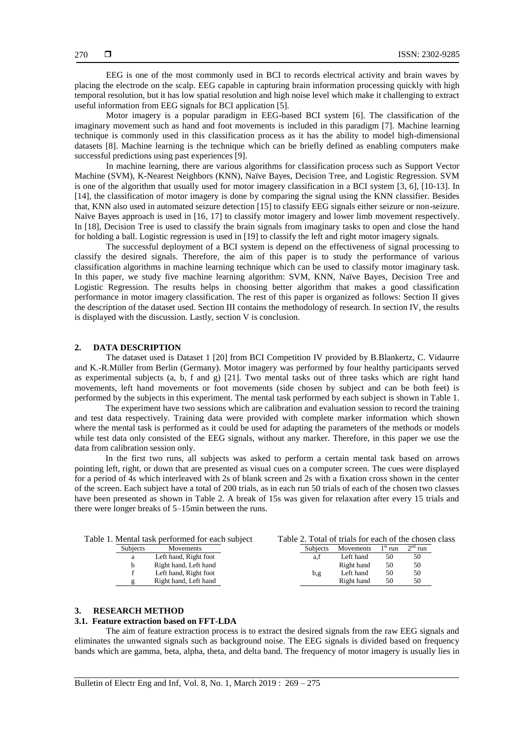EEG is one of the most commonly used in BCI to records electrical activity and brain waves by placing the electrode on the scalp. EEG capable in capturing brain information processing quickly with high temporal resolution, but it has low spatial resolution and high noise level which make it challenging to extract useful information from EEG signals for BCI application [5].

Motor imagery is a popular paradigm in EEG-based BCI system [6]. The classification of the imaginary movement such as hand and foot movements is included in this paradigm [7]. Machine learning technique is commonly used in this classification process as it has the ability to model high-dimensional datasets [8]. Machine learning is the technique which can be briefly defined as enabling computers make successful predictions using past experiences [9].

In machine learning, there are various algorithms for classification process such as Support Vector Machine (SVM), K-Nearest Neighbors (KNN), Naïve Bayes, Decision Tree, and Logistic Regression. SVM is one of the algorithm that usually used for motor imagery classification in a BCI system [3, 6], [10-13]. In [14], the classification of motor imagery is done by comparing the signal using the KNN classifier. Besides that, KNN also used in automated seizure detection [15] to classify EEG signals either seizure or non-seizure. Naïve Bayes approach is used in [16, 17] to classify motor imagery and lower limb movement respectively. In [18], Decision Tree is used to classify the brain signals from imaginary tasks to open and close the hand for holding a ball. Logistic regression is used in [19] to classify the left and right motor imagery signals.

The successful deployment of a BCI system is depend on the effectiveness of signal processing to classify the desired signals. Therefore, the aim of this paper is to study the performance of various classification algorithms in machine learning technique which can be used to classify motor imaginary task. In this paper, we study five machine learning algorithm: SVM, KNN, Naïve Bayes, Decision Tree and Logistic Regression. The results helps in choosing better algorithm that makes a good classification performance in motor imagery classification. The rest of this paper is organized as follows: Section II gives the description of the dataset used. Section III contains the methodology of research. In section IV, the results is displayed with the discussion. Lastly, section V is conclusion.

## 2. DATA DESCRIPTION

The dataset used is Dataset 1 [20] from BCI Competition IV provided by B.Blankertz, C. Vidaurre and K.-R.Müller from Berlin (Germany). Motor imagery was performed by four healthy participants served as experimental subjects (a, b, f and g) [21]. Two mental tasks out of three tasks which are right hand movements, left hand movements or foot movements (side chosen by subject and can be both feet) is performed by the subjects in this experiment. The mental task performed by each subject is shown in Table 1.

The experiment have two sessions which are calibration and evaluation session to record the training and test data respectively. Training data were provided with complete marker information which shown where the mental task is performed as it could be used for adapting the parameters of the methods or models while test data only consisted of the EEG signals, without any marker. Therefore, in this paper we use the data from calibration session only.

In the first two runs, all subjects was asked to perform a certain mental task based on arrows pointing left, right, or down that are presented as visual cues on a computer screen. The cues were displayed for a period of 4s which interleaved with 2s of blank screen and 2s with a fixation cross shown in the center of the screen. Each subject have a total of 200 trials, as in each run 50 trials of each of the chosen two classes have been presented as shown in Table 2. A break of 15s was given for relaxation after every 15 trials and there were longer breaks of 5–15min between the runs.

Table 1. Mental task performed for each subject

| Subjects | Movements |
|---|---|
| a | Left hand, Right foot |
| b | Right hand, Left hand |
| f | Left hand, Right foot |
| g | Right hand, Left hand |

Table 2. Total of trials for each of the chosen class

| Subjects | Movements | 1st run | 2nd run |
|---|---|---|---|
| a,f | Left hand | 50 | 50 |
| | Right hand | 50 | 50 |
| b,g | Left hand | 50 | 50 |
| | Right hand | 50 | 50 |

## 3. RESEARCH METHOD

### 3.1. Feature extraction based on FFT-LDA

The aim of feature extraction process is to extract the desired signals from the raw EEG signals and eliminates the unwanted signals such as background noise. The EEG signals is divided based on frequency bands which are gamma, beta, alpha, theta, and delta band. The frequency of motor imagery is usually lies in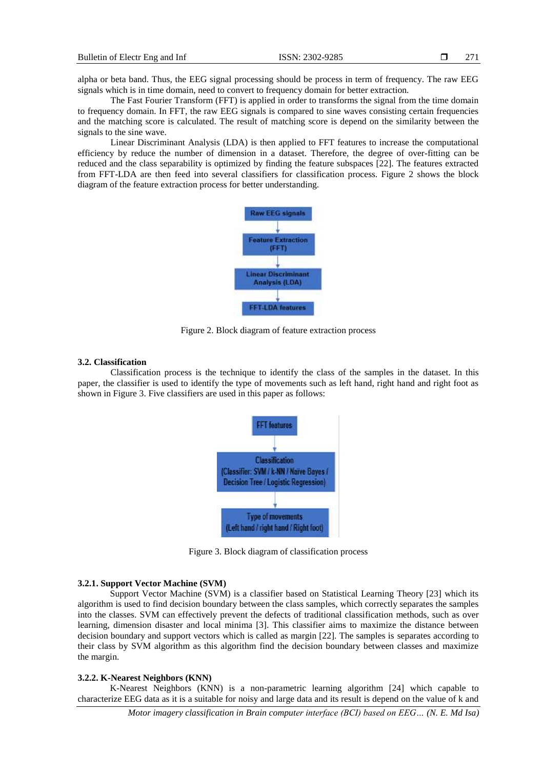alpha or beta band. Thus, the EEG signal processing should be process in term of frequency. The raw EEG signals which is in time domain, need to convert to frequency domain for better extraction.

The Fast Fourier Transform (FFT) is applied in order to transforms the signal from the time domain to frequency domain. In FFT, the raw EEG signals is compared to sine waves consisting certain frequencies and the matching score is calculated. The result of matching score is depend on the similarity between the signals to the sine wave.

Linear Discriminant Analysis (LDA) is then applied to FFT features to increase the computational efficiency by reduce the number of dimension in a dataset. Therefore, the degree of over-fitting can be reduced and the class separability is optimized by finding the feature subspaces [22]. The features extracted from FFT-LDA are then feed into several classifiers for classification process. Figure 2 shows the block diagram of the feature extraction process for better understanding.

Raw EEG signals → Feature Extraction (FFT) → Linear Discriminant Analysis (LDA) → FFT-LDA features

Figure 2. Block diagram of feature extraction process

### 3.2. Classification

Classification process is the technique to identify the class of the samples in the dataset. In this paper, the classifier is used to identify the type of movements such as left hand, right hand and right foot as shown in Figure 3. Five classifiers are used in this paper as follows:

FFT features → Classification (Classifier: SVM / k-NN / Naive Bayes / Decision Tree / Logistic Regression) → Type of movements (Left hand / right hand / Right foot)

Figure 3. Block diagram of classification process

#### 3.2.1. Support Vector Machine (SVM)

Support Vector Machine (SVM) is a classifier based on Statistical Learning Theory [23] which its algorithm is used to find decision boundary between the class samples, which correctly separates the samples into the classes. SVM can effectively prevent the defects of traditional classification methods, such as over learning, dimension disaster and local minima [3]. This classifier aims to maximize the distance between decision boundary and support vectors which is called as margin [22]. The samples is separates according to their class by SVM algorithm as this algorithm find the decision boundary between classes and maximize the margin.

#### 3.2.2. K-Nearest Neighbors (KNN)

K-Nearest Neighbors (KNN) is a non-parametric learning algorithm [24] which capable to characterize EEG data as it is a suitable for noisy and large data and its result is depend on the value of k and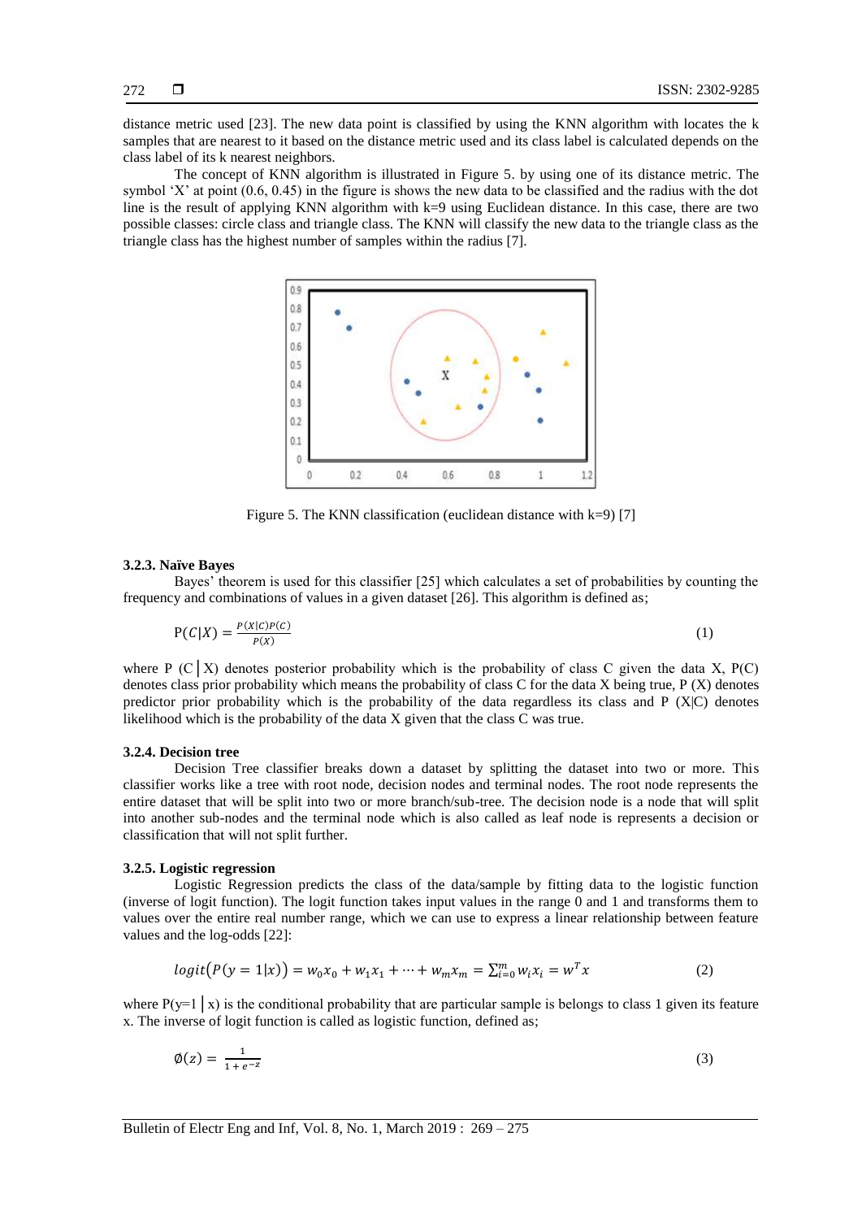distance metric used [23]. The new data point is classified by using the KNN algorithm with locates the k samples that are nearest to it based on the distance metric used and its class label is calculated depends on the class label of its k nearest neighbors.

The concept of KNN algorithm is illustrated in Figure 5. by using one of its distance metric. The symbol 'X' at point (0.6, 0.45) in the figure is shows the new data to be classified and the radius with the dot line is the result of applying KNN algorithm with k=9 using Euclidean distance. In this case, there are two possible classes: circle class and triangle class. The KNN will classify the new data to the triangle class as the triangle class has the highest number of samples within the radius [7].

Figure 5. The KNN classification (euclidean distance with k=9) [7]

### 3.2.3. Naïve Bayes

Bayes' theorem is used for this classifier [25] which calculates a set of probabilities by counting the frequency and combinations of values in a given dataset [26]. This algorithm is defined as;

$$\mathrm{P}(C|X) = \frac{P(X|C)P(C)}{P(X)} \tag{1}$$

where P (C│X) denotes posterior probability which is the probability of class C given the data X, P(C) denotes class prior probability which means the probability of class C for the data X being true, P (X) denotes predictor prior probability which is the probability of the data regardless its class and P (X|C) denotes likelihood which is the probability of the data X given that the class C was true.

### 3.2.4. Decision tree

Decision Tree classifier breaks down a dataset by splitting the dataset into two or more. This classifier works like a tree with root node, decision nodes and terminal nodes. The root node represents the entire dataset that will be split into two or more branch/sub-tree. The decision node is a node that will split into another sub-nodes and the terminal node which is also called as leaf node is represents a decision or classification that will not split further.

### 3.2.5. Logistic regression

Logistic Regression predicts the class of the data/sample by fitting data to the logistic function (inverse of logit function). The logit function takes input values in the range 0 and 1 and transforms them to values over the entire real number range, which we can use to express a linear relationship between feature values and the log-odds [22]:

$$logit\big(P(y=1|x)\big) = w_0x_0 + w_1x_1 + \cdots + w_mx_m = \sum_{i=0}^{m} w_ix_i = w^Tx \tag{2}$$

where P(y=1│x) is the conditional probability that are particular sample is belongs to class 1 given its feature x. The inverse of logit function is called as logistic function, defined as;

$$\emptyset(z) = \frac{1}{1+e^{-z}} \tag{3}$$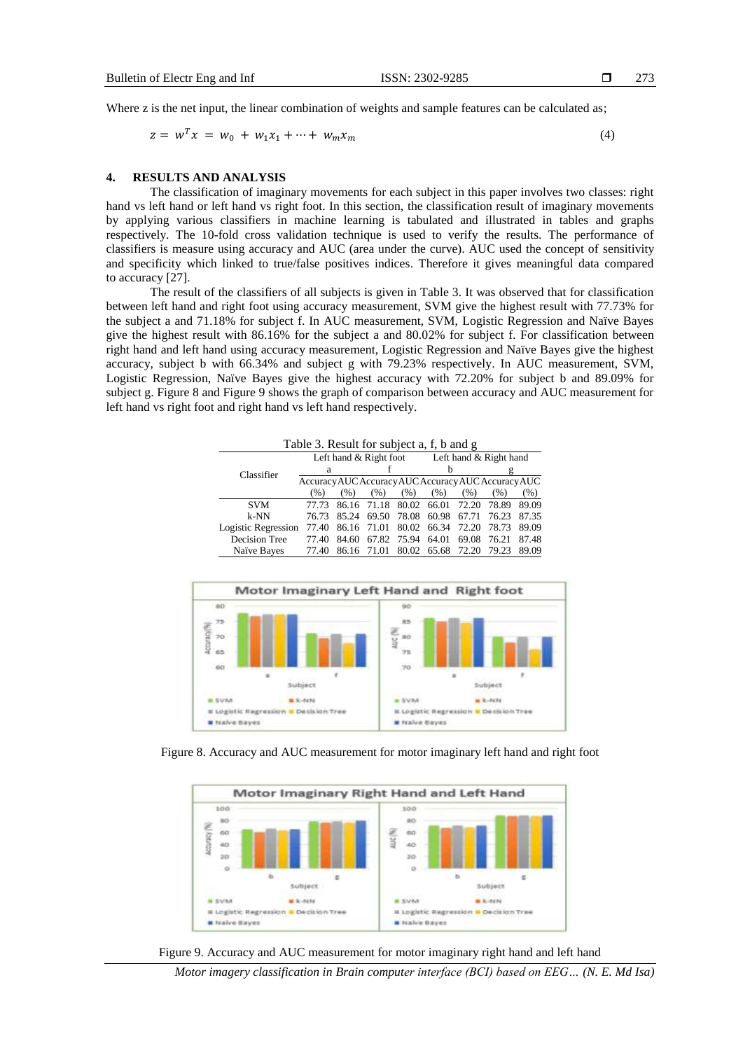Where z is the net input, the linear combination of weights and sample features can be calculated as;

$$z = w^T x = w_0 + w_1 x_1 + \cdots + w_m x_m \quad (4)$$

## 4. RESULTS AND ANALYSIS

The classification of imaginary movements for each subject in this paper involves two classes: right hand vs left hand or left hand vs right foot. In this section, the classification result of imaginary movements by applying various classifiers in machine learning is tabulated and illustrated in tables and graphs respectively. The 10-fold cross validation technique is used to verify the results. The performance of classifiers is measure using accuracy and AUC (area under the curve). AUC used the concept of sensitivity and specificity which linked to true/false positives indices. Therefore it gives meaningful data compared to accuracy [27].

The result of the classifiers of all subjects is given in Table 3. It was observed that for classification between left hand and right foot using accuracy measurement, SVM give the highest result with 77.73% for the subject a and 71.18% for subject f. In AUC measurement, SVM, Logistic Regression and Naïve Bayes give the highest result with 86.16% for the subject a and 80.02% for subject f. For classification between right hand and left hand using accuracy measurement, Logistic Regression and Naïve Bayes give the highest accuracy, subject b with 66.34% and subject g with 79.23% respectively. In AUC measurement, SVM, Logistic Regression, Naïve Bayes give the highest accuracy with 72.20% for subject b and 89.09% for subject g. Figure 8 and Figure 9 shows the graph of comparison between accuracy and AUC measurement for left hand vs right foot and right hand vs left hand respectively.

Table 3. Result for subject a, f, b and g

| Classifier | Left hand & Right foot | | | | Left hand & Right hand | | | |
|---|---|---|---|---|---|---|---|---|
| | a | | f | | b | | g | |
| | Accuracy (%) | AUC (%) | Accuracy (%) | AUC (%) | Accuracy (%) | AUC (%) | Accuracy (%) | AUC (%) |
| SVM | 77.73 | 86.16 | 71.18 | 80.02 | 66.01 | 72.20 | 78.89 | 89.09 |
| k-NN | 76.73 | 85.24 | 69.50 | 78.08 | 60.98 | 67.71 | 76.23 | 87.35 |
| Logistic Regression | 77.40 | 86.16 | 71.01 | 80.02 | 66.34 | 72.20 | 78.73 | 89.09 |
| Decision Tree | 77.40 | 84.60 | 67.82 | 75.94 | 64.01 | 69.08 | 76.21 | 87.48 |
| Naïve Bayes | 77.40 | 86.16 | 71.01 | 80.02 | 65.68 | 72.20 | 79.23 | 89.09 |

Figure 8. Accuracy and AUC measurement for motor imaginary left hand and right foot

Figure 9. Accuracy and AUC measurement for motor imaginary right hand and left hand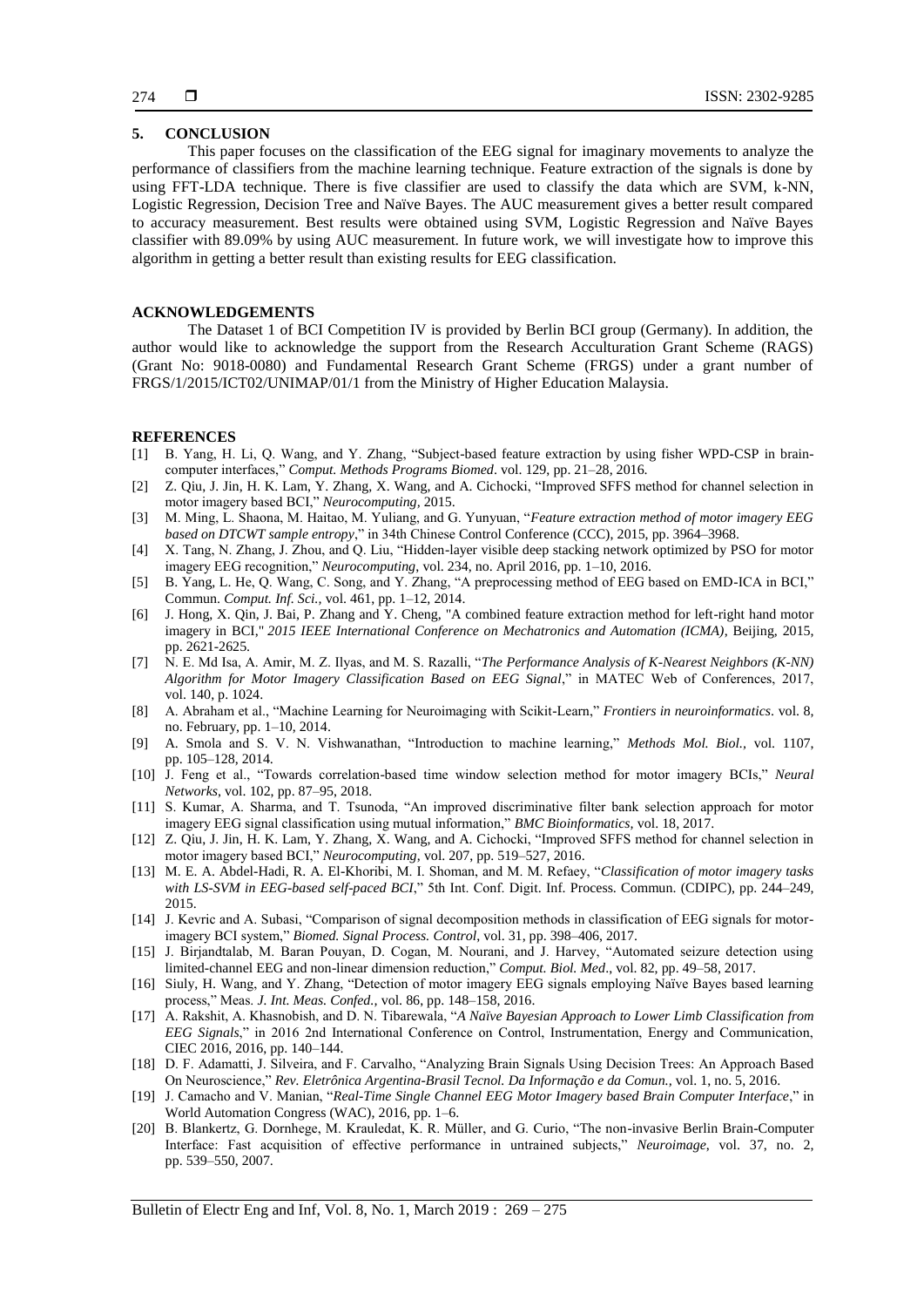## 5. CONCLUSION

This paper focuses on the classification of the EEG signal for imaginary movements to analyze the performance of classifiers from the machine learning technique. Feature extraction of the signals is done by using FFT-LDA technique. There is five classifier are used to classify the data which are SVM, k-NN, Logistic Regression, Decision Tree and Naïve Bayes. The AUC measurement gives a better result compared to accuracy measurement. Best results were obtained using SVM, Logistic Regression and Naïve Bayes classifier with 89.09% by using AUC measurement. In future work, we will investigate how to improve this algorithm in getting a better result than existing results for EEG classification.

## ACKNOWLEDGEMENTS

The Dataset 1 of BCI Competition IV is provided by Berlin BCI group (Germany). In addition, the author would like to acknowledge the support from the Research Acculturation Grant Scheme (RAGS) (Grant No: 9018-0080) and Fundamental Research Grant Scheme (FRGS) under a grant number of FRGS/1/2015/ICT02/UNIMAP/01/1 from the Ministry of Higher Education Malaysia.

## REFERENCES

[1] B. Yang, H. Li, Q. Wang, and Y. Zhang, "Subject-based feature extraction by using fisher WPD-CSP in brain-computer interfaces," *Comput. Methods Programs Biomed*. vol. 129, pp. 21–28, 2016.

[2] Z. Qiu, J. Jin, H. K. Lam, Y. Zhang, X. Wang, and A. Cichocki, "Improved SFFS method for channel selection in motor imagery based BCI," *Neurocomputing*, 2015.

[3] M. Ming, L. Shaona, M. Haitao, M. Yuliang, and G. Yunyuan, "*Feature extraction method of motor imagery EEG based on DTCWT sample entropy*," in 34th Chinese Control Conference (CCC), 2015, pp. 3964–3968.

[4] X. Tang, N. Zhang, J. Zhou, and Q. Liu, "Hidden-layer visible deep stacking network optimized by PSO for motor imagery EEG recognition," *Neurocomputing*, vol. 234, no. April 2016, pp. 1–10, 2016.

[5] B. Yang, L. He, Q. Wang, C. Song, and Y. Zhang, "A preprocessing method of EEG based on EMD-ICA in BCI," Commun. *Comput. Inf. Sci.*, vol. 461, pp. 1–12, 2014.

[6] J. Hong, X. Qin, J. Bai, P. Zhang and Y. Cheng, "A combined feature extraction method for left-right hand motor imagery in BCI," *2015 IEEE International Conference on Mechatronics and Automation (ICMA)*, Beijing, 2015, pp. 2621-2625.

[7] N. E. Md Isa, A. Amir, M. Z. Ilyas, and M. S. Razalli, "*The Performance Analysis of K-Nearest Neighbors (K-NN) Algorithm for Motor Imagery Classification Based on EEG Signal*," in MATEC Web of Conferences, 2017, vol. 140, p. 1024.

[8] A. Abraham et al., "Machine Learning for Neuroimaging with Scikit-Learn," *Frontiers in neuroinformatics*. vol. 8, no. February, pp. 1–10, 2014.

[9] A. Smola and S. V. N. Vishwanathan, "Introduction to machine learning," *Methods Mol. Biol.*, vol. 1107, pp. 105–128, 2014.

[10] J. Feng et al., "Towards correlation-based time window selection method for motor imagery BCIs," *Neural Networks*, vol. 102, pp. 87–95, 2018.

[11] S. Kumar, A. Sharma, and T. Tsunoda, "An improved discriminative filter bank selection approach for motor imagery EEG signal classification using mutual information," *BMC Bioinformatics*, vol. 18, 2017.

[12] Z. Qiu, J. Jin, H. K. Lam, Y. Zhang, X. Wang, and A. Cichocki, "Improved SFFS method for channel selection in motor imagery based BCI," *Neurocomputing*, vol. 207, pp. 519–527, 2016.

[13] M. E. A. Abdel-Hadi, R. A. El-Khoribi, M. I. Shoman, and M. M. Refaey, "*Classification of motor imagery tasks with LS-SVM in EEG-based self-paced BCI*," 5th Int. Conf. Digit. Inf. Process. Commun. (CDIPC), pp. 244–249, 2015.

[14] J. Kevric and A. Subasi, "Comparison of signal decomposition methods in classification of EEG signals for motor-imagery BCI system," *Biomed. Signal Process. Control*, vol. 31, pp. 398–406, 2017.

[15] J. Birjandtalab, M. Baran Pouyan, D. Cogan, M. Nourani, and J. Harvey, "Automated seizure detection using limited-channel EEG and non-linear dimension reduction," *Comput. Biol. Med*., vol. 82, pp. 49–58, 2017.

[16] Siuly, H. Wang, and Y. Zhang, "Detection of motor imagery EEG signals employing Naïve Bayes based learning process," Meas. *J. Int. Meas. Confed.*, vol. 86, pp. 148–158, 2016.

[17] A. Rakshit, A. Khasnobish, and D. N. Tibarewala, "*A Naïve Bayesian Approach to Lower Limb Classification from EEG Signals*," in 2016 2nd International Conference on Control, Instrumentation, Energy and Communication, CIEC 2016, 2016, pp. 140–144.

[18] D. F. Adamatti, J. Silveira, and F. Carvalho, "Analyzing Brain Signals Using Decision Trees: An Approach Based On Neuroscience," *Rev. Eletrônica Argentina-Brasil Tecnol. Da Informação e da Comun.*, vol. 1, no. 5, 2016.

[19] J. Camacho and V. Manian, "*Real-Time Single Channel EEG Motor Imagery based Brain Computer Interface*," in World Automation Congress (WAC), 2016, pp. 1–6.

[20] B. Blankertz, G. Dornhege, M. Krauledat, K. R. Müller, and G. Curio, "The non-invasive Berlin Brain-Computer Interface: Fast acquisition of effective performance in untrained subjects," *Neuroimage*, vol. 37, no. 2, pp. 539–550, 2007.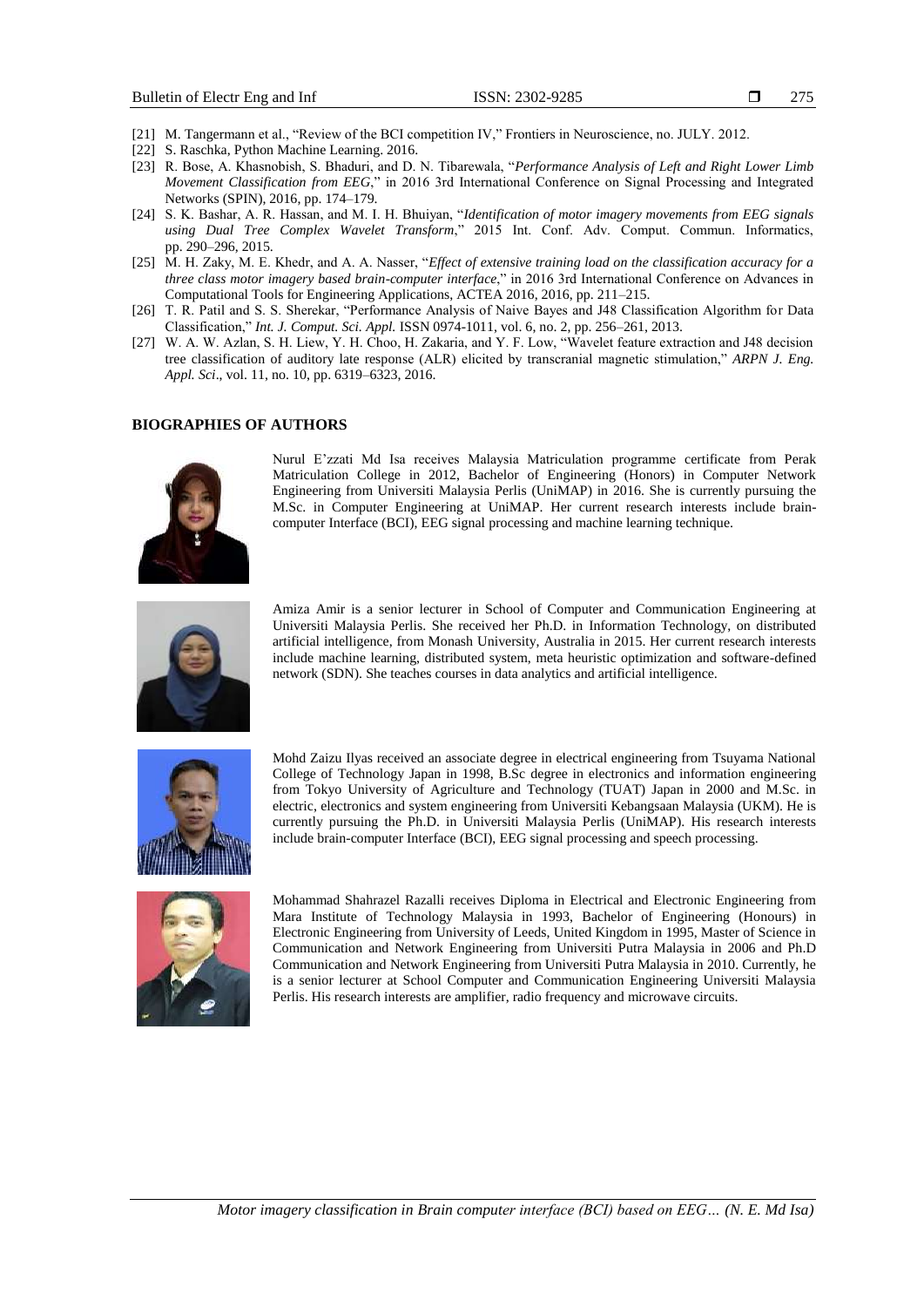[21] M. Tangermann et al., "Review of the BCI competition IV," Frontiers in Neuroscience, no. JULY. 2012.

[22] S. Raschka, Python Machine Learning. 2016.

[23] R. Bose, A. Khasnobish, S. Bhaduri, and D. N. Tibarewala, "*Performance Analysis of Left and Right Lower Limb Movement Classification from EEG*," in 2016 3rd International Conference on Signal Processing and Integrated Networks (SPIN), 2016, pp. 174–179.

[24] S. K. Bashar, A. R. Hassan, and M. I. H. Bhuiyan, "*Identification of motor imagery movements from EEG signals using Dual Tree Complex Wavelet Transform*," 2015 Int. Conf. Adv. Comput. Commun. Informatics, pp. 290–296, 2015.

[25] M. H. Zaky, M. E. Khedr, and A. A. Nasser, "*Effect of extensive training load on the classification accuracy for a three class motor imagery based brain-computer interface*," in 2016 3rd International Conference on Advances in Computational Tools for Engineering Applications, ACTEA 2016, 2016, pp. 211–215.

[26] T. R. Patil and S. S. Sherekar, "Performance Analysis of Naive Bayes and J48 Classification Algorithm for Data Classification," *Int. J. Comput. Sci. Appl.* ISSN 0974-1011, vol. 6, no. 2, pp. 256–261, 2013.

[27] W. A. W. Azlan, S. H. Liew, Y. H. Choo, H. Zakaria, and Y. F. Low, "Wavelet feature extraction and J48 decision tree classification of auditory late response (ALR) elicited by transcranial magnetic stimulation," *ARPN J. Eng. Appl. Sci*., vol. 11, no. 10, pp. 6319–6323, 2016.

## BIOGRAPHIES OF AUTHORS

Nurul E'zzati Md Isa receives Malaysia Matriculation programme certificate from Perak Matriculation College in 2012, Bachelor of Engineering (Honors) in Computer Network Engineering from Universiti Malaysia Perlis (UniMAP) in 2016. She is currently pursuing the M.Sc. in Computer Engineering at UniMAP. Her current research interests include brain-computer Interface (BCI), EEG signal processing and machine learning technique.

Amiza Amir is a senior lecturer in School of Computer and Communication Engineering at Universiti Malaysia Perlis. She received her Ph.D. in Information Technology, on distributed artificial intelligence, from Monash University, Australia in 2015. Her current research interests include machine learning, distributed system, meta heuristic optimization and software-defined network (SDN). She teaches courses in data analytics and artificial intelligence.

Mohd Zaizu Ilyas received an associate degree in electrical engineering from Tsuyama National College of Technology Japan in 1998, B.Sc degree in electronics and information engineering from Tokyo University of Agriculture and Technology (TUAT) Japan in 2000 and M.Sc. in electric, electronics and system engineering from Universiti Kebangsaan Malaysia (UKM). He is currently pursuing the Ph.D. in Universiti Malaysia Perlis (UniMAP). His research interests include brain-computer Interface (BCI), EEG signal processing and speech processing.

Mohammad Shahrazel Razalli receives Diploma in Electrical and Electronic Engineering from Mara Institute of Technology Malaysia in 1993, Bachelor of Engineering (Honours) in Electronic Engineering from University of Leeds, United Kingdom in 1995, Master of Science in Communication and Network Engineering from Universiti Putra Malaysia in 2006 and Ph.D Communication and Network Engineering from Universiti Putra Malaysia in 2010. Currently, he is a senior lecturer at School Computer and Communication Engineering Universiti Malaysia Perlis. His research interests are amplifier, radio frequency and microwave circuits.